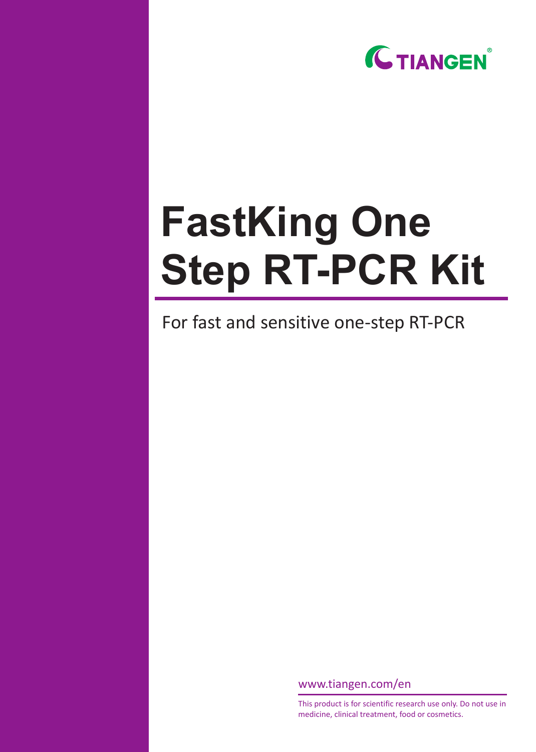TIANGEN®

# FastKing One Step RT-PCR Kit

For fast and sensitive one-step RT-PCR

www.tiangen.com/en

This product is for scientific research use only. Do not use in medicine, clinical treatment, food or cosmetics.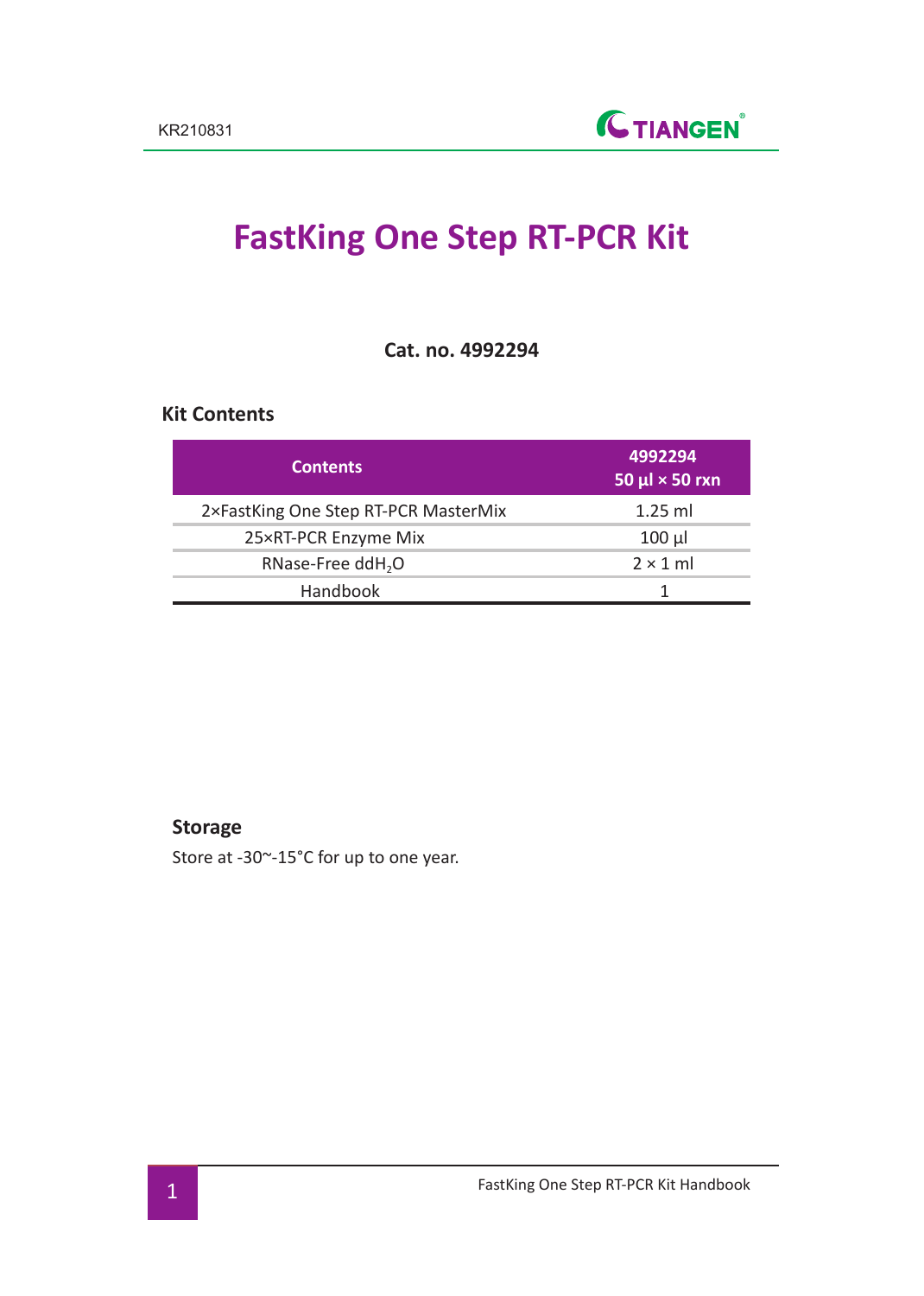# FastKing One Step RT-PCR Kit

**Cat. no. 4992294**

## Kit Contents

| Contents | 4992294<br>50 µl × 50 rxn |
|---|---|
| 2×FastKing One Step RT-PCR MasterMix | 1.25 ml |
| 25×RT-PCR Enzyme Mix | 100 µl |
| RNase-Free $ddH_2O$ | 2 × 1 ml |
| Handbook | 1 |

## Storage

Store at -30~-15°C for up to one year.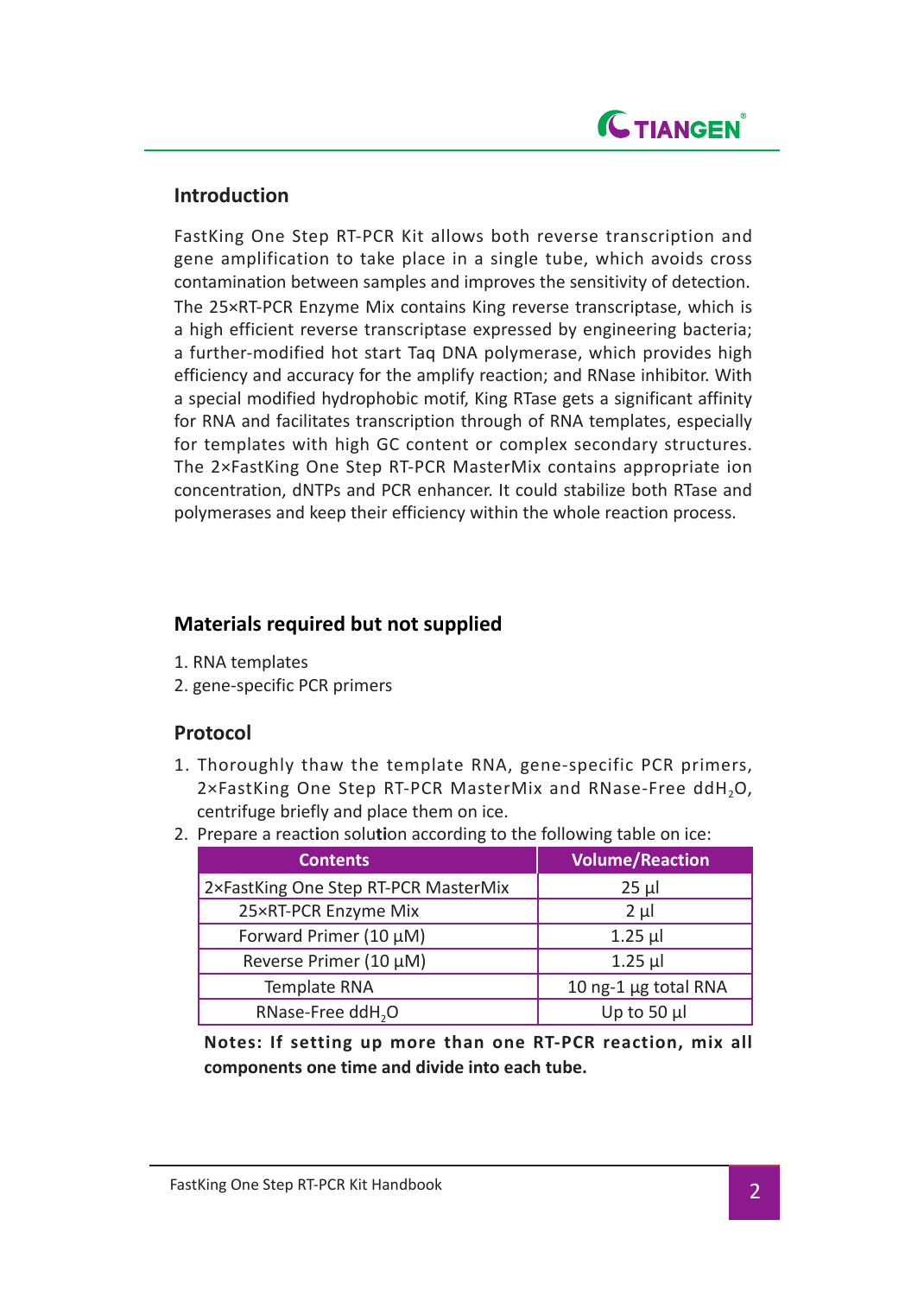## Introduction

FastKing One Step RT-PCR Kit allows both reverse transcription and gene amplification to take place in a single tube, which avoids cross contamination between samples and improves the sensitivity of detection. The 25×RT-PCR Enzyme Mix contains King reverse transcriptase, which is a high efficient reverse transcriptase expressed by engineering bacteria; a further-modified hot start Taq DNA polymerase, which provides high efficiency and accuracy for the amplify reaction; and RNase inhibitor. With a special modified hydrophobic motif, King RTase gets a significant affinity for RNA and facilitates transcription through of RNA templates, especially for templates with high GC content or complex secondary structures. The 2×FastKing One Step RT-PCR MasterMix contains appropriate ion concentration, dNTPs and PCR enhancer. It could stabilize both RTase and polymerases and keep their efficiency within the whole reaction process.

## Materials required but not supplied

1. RNA templates
2. gene-specific PCR primers

## Protocol

1. Thoroughly thaw the template RNA, gene-specific PCR primers, 2×FastKing One Step RT-PCR MasterMix and RNase-Free $ddH_2O$, centrifuge briefly and place them on ice.
2. Prepare a reaction solution according to the following table on ice:

| Contents | Volume/Reaction |
|---|---|
| 2×FastKing One Step RT-PCR MasterMix | 25 μl |
| 25×RT-PCR Enzyme Mix | 2 μl |
| Forward Primer (10 μM) | 1.25 μl |
| Reverse Primer (10 μM) | 1.25 μl |
| Template RNA | 10 ng-1 μg total RNA |
| RNase-Free $ddH_2O$ | Up to 50 μl |

**Notes: If setting up more than one RT-PCR reaction, mix all components one time and divide into each tube.**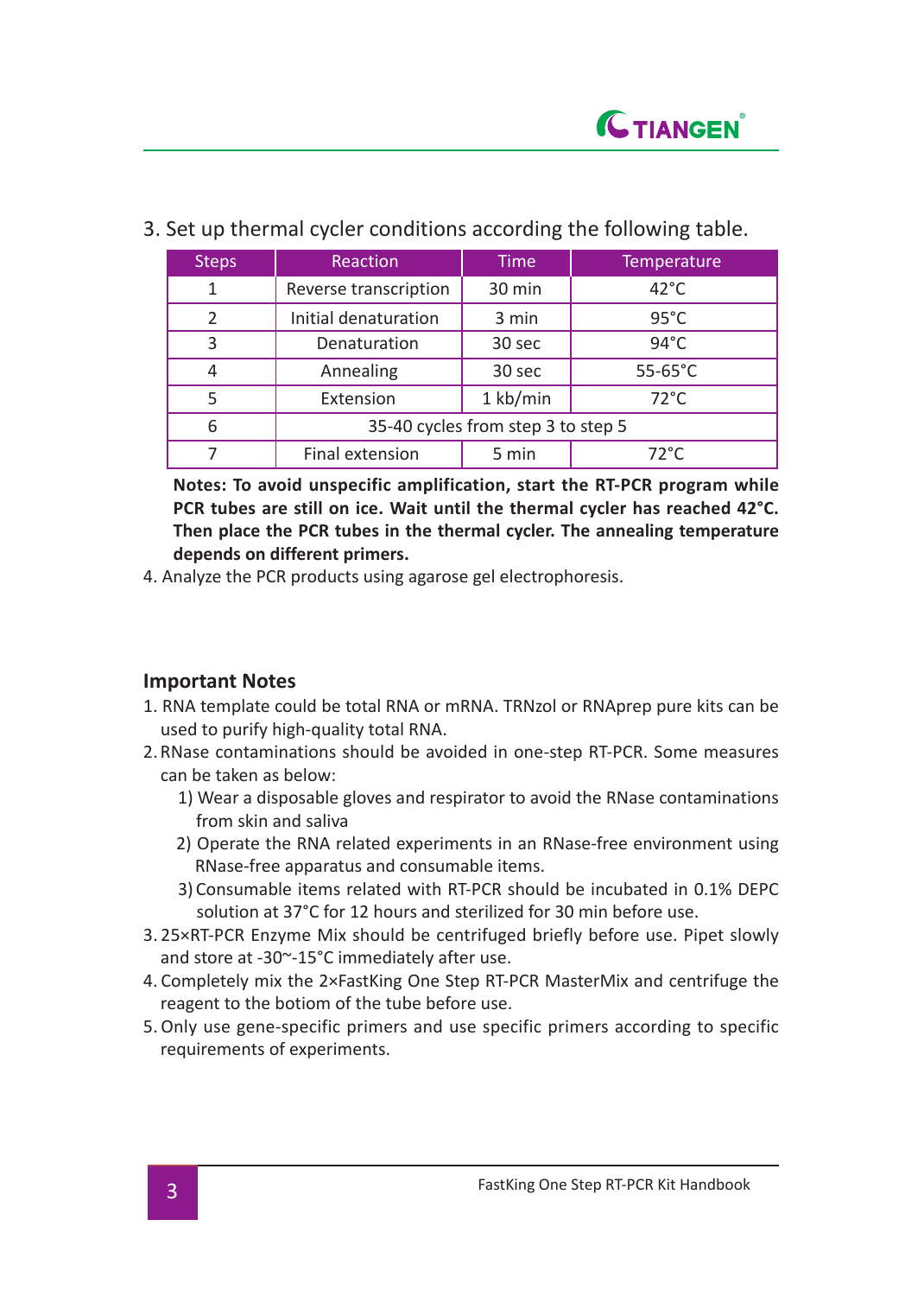3. Set up thermal cycler conditions according the following table.

| Steps | Reaction | Time | Temperature |
|---|---|---|---|
| 1 | Reverse transcription | 30 min | 42°C |
| 2 | Initial denaturation | 3 min | 95°C |
| 3 | Denaturation | 30 sec | 94°C |
| 4 | Annealing | 30 sec | 55-65°C |
| 5 | Extension | 1 kb/min | 72°C |
| 6 | 35-40 cycles from step 3 to step 5 | | |
| 7 | Final extension | 5 min | 72°C |

**Notes: To avoid unspecific amplification, start the RT-PCR program while PCR tubes are still on ice. Wait until the thermal cycler has reached 42°C. Then place the PCR tubes in the thermal cycler. The annealing temperature depends on different primers.**

4. Analyze the PCR products using agarose gel electrophoresis.

## Important Notes

1. RNA template could be total RNA or mRNA. TRNzol or RNAprep pure kits can be used to purify high-quality total RNA.
2. RNase contaminations should be avoided in one-step RT-PCR. Some measures can be taken as below:
   1) Wear a disposable gloves and respirator to avoid the RNase contaminations from skin and saliva
   2) Operate the RNA related experiments in an RNase-free environment using RNase-free apparatus and consumable items.
   3) Consumable items related with RT-PCR should be incubated in 0.1% DEPC solution at 37°C for 12 hours and sterilized for 30 min before use.
3. 25×RT-PCR Enzyme Mix should be centrifuged briefly before use. Pipet slowly and store at -30~-15°C immediately after use.
4. Completely mix the 2×FastKing One Step RT-PCR MasterMix and centrifuge the reagent to the botiom of the tube before use.
5. Only use gene-specific primers and use specific primers according to specific requirements of experiments.